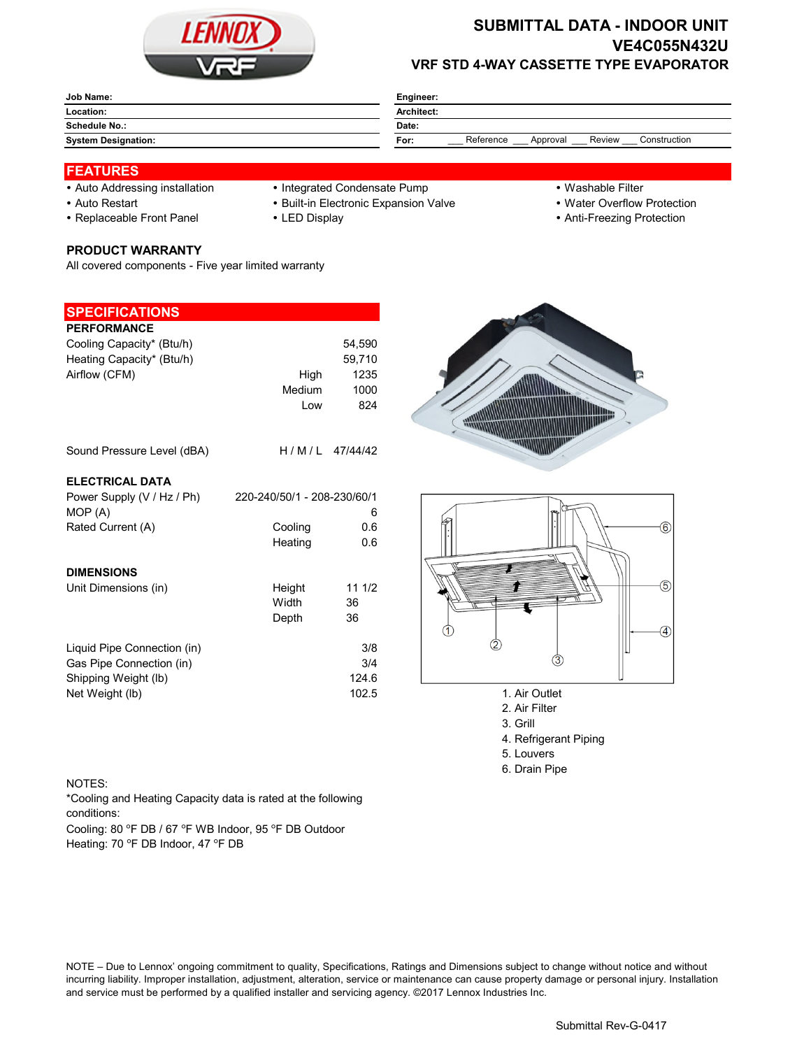# SUBMITTAL DATA - INDOOR UNIT
## VE4C055N432U
### VRF STD 4-WAY CASSETTE TYPE EVAPORATOR

| | | | |
|---|---|---|---|
| **Job Name:** | | **Engineer:** | |
| **Location:** | | **Architect:** | |
| **Schedule No.:** | | **Date:** | |
| **System Designation:** | | **For:** | ___ Reference ___ Approval ___ Review ___ Construction |

## FEATURES

- Auto Addressing installation
- Auto Restart
- Replaceable Front Panel
- Integrated Condensate Pump
- Built-in Electronic Expansion Valve
- LED Display
- Washable Filter
- Water Overflow Protection
- Anti-Freezing Protection

### PRODUCT WARRANTY

All covered components - Five year limited warranty

## SPECIFICATIONS

### PERFORMANCE

| | | |
|---|---|---|
| Cooling Capacity* (Btu/h) | | 54,590 |
| Heating Capacity* (Btu/h) | | 59,710 |
| Airflow (CFM) | High | 1235 |
| | Medium | 1000 |
| | Low | 824 |
| Sound Pressure Level (dBA) | H / M / L | 47/44/42 |

### ELECTRICAL DATA

| | | |
|---|---|---|
| Power Supply (V / Hz / Ph) | | 220-240/50/1 - 208-230/60/1 |
| MOP (A) | | 6 |
| Rated Current (A) | Cooling | 0.6 |
| | Heating | 0.6 |

### DIMENSIONS

| | | |
|---|---|---|
| Unit Dimensions (in) | Height | 11 1/2 |
| | Width | 36 |
| | Depth | 36 |
| Liquid Pipe Connection (in) | | 3/8 |
| Gas Pipe Connection (in) | | 3/4 |
| Shipping Weight (lb) | | 124.6 |
| Net Weight (lb) | | 102.5 |

1. Air Outlet
2. Air Filter
3. Grill
4. Refrigerant Piping
5. Louvers
6. Drain Pipe

NOTES:

*Cooling and Heating Capacity data is rated at the following conditions:

Cooling: 80 °F DB / 67 °F WB Indoor, 95 °F DB Outdoor

Heating: 70 °F DB Indoor, 47 °F DB

NOTE – Due to Lennox' ongoing commitment to quality, Specifications, Ratings and Dimensions subject to change without notice and without incurring liability. Improper installation, adjustment, alteration, service or maintenance can cause property damage or personal injury. Installation and service must be performed by a qualified installer and servicing agency. ©2017 Lennox Industries Inc.

Submittal Rev-G-0417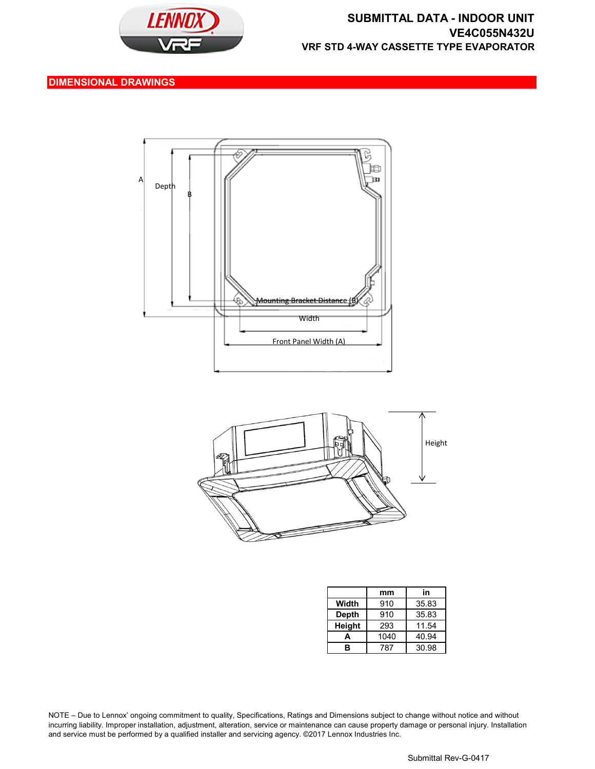# SUBMITTAL DATA - INDOOR UNIT

## VE4C055N432U

### VRF STD 4-WAY CASSETTE TYPE EVAPORATOR

## DIMENSIONAL DRAWINGS

A
Depth
B
Mounting Bracket Distance (B)
Width
Front Panel Width (A)
Height

| | mm | in |
|---|---|---|
| **Width** | 910 | 35.83 |
| **Depth** | 910 | 35.83 |
| **Height** | 293 | 11.54 |
| **A** | 1040 | 40.94 |
| **B** | 787 | 30.98 |

NOTE – Due to Lennox' ongoing commitment to quality, Specifications, Ratings and Dimensions subject to change without notice and without incurring liability. Improper installation, adjustment, alteration, service or maintenance can cause property damage or personal injury. Installation and service must be performed by a qualified installer and servicing agency. ©2017 Lennox Industries Inc.

Submittal Rev-G-0417